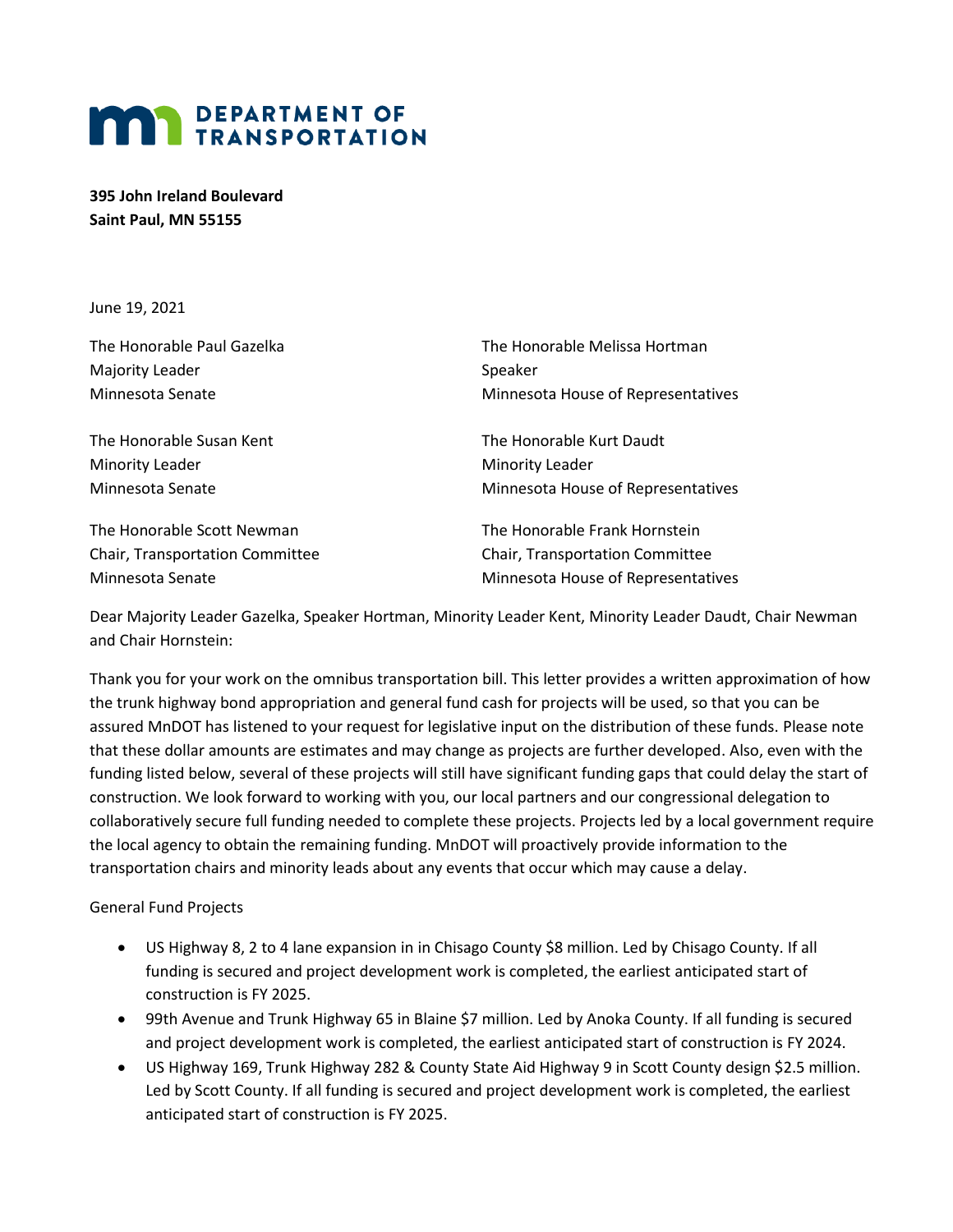# DEPARTMENT OF TRANSPORTATION

**395 John Ireland Boulevard**
**Saint Paul, MN 55155**

June 19, 2021

The Honorable Paul Gazelka
Majority Leader
Minnesota Senate

The Honorable Melissa Hortman
Speaker
Minnesota House of Representatives

The Honorable Susan Kent
Minority Leader
Minnesota Senate

The Honorable Kurt Daudt
Minority Leader
Minnesota House of Representatives

The Honorable Scott Newman
Chair, Transportation Committee
Minnesota Senate

The Honorable Frank Hornstein
Chair, Transportation Committee
Minnesota House of Representatives

Dear Majority Leader Gazelka, Speaker Hortman, Minority Leader Kent, Minority Leader Daudt, Chair Newman and Chair Hornstein:

Thank you for your work on the omnibus transportation bill. This letter provides a written approximation of how the trunk highway bond appropriation and general fund cash for projects will be used, so that you can be assured MnDOT has listened to your request for legislative input on the distribution of these funds. Please note that these dollar amounts are estimates and may change as projects are further developed. Also, even with the funding listed below, several of these projects will still have significant funding gaps that could delay the start of construction. We look forward to working with you, our local partners and our congressional delegation to collaboratively secure full funding needed to complete these projects. Projects led by a local government require the local agency to obtain the remaining funding. MnDOT will proactively provide information to the transportation chairs and minority leads about any events that occur which may cause a delay.

General Fund Projects

- US Highway 8, 2 to 4 lane expansion in in Chisago County $8 million. Led by Chisago County. If all funding is secured and project development work is completed, the earliest anticipated start of construction is FY 2025.
- 99th Avenue and Trunk Highway 65 in Blaine $7 million. Led by Anoka County. If all funding is secured and project development work is completed, the earliest anticipated start of construction is FY 2024.
- US Highway 169, Trunk Highway 282 & County State Aid Highway 9 in Scott County design $2.5 million. Led by Scott County. If all funding is secured and project development work is completed, the earliest anticipated start of construction is FY 2025.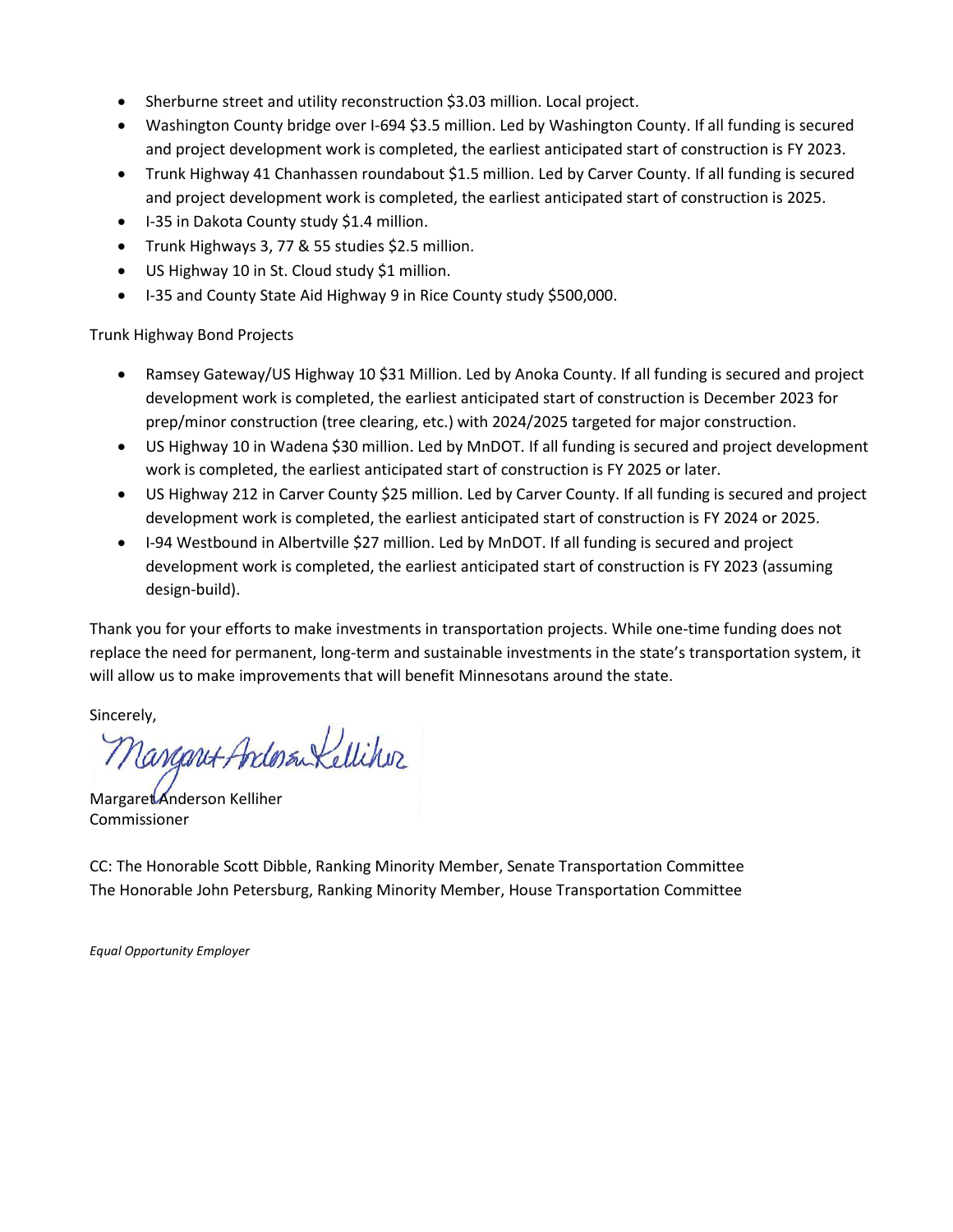- Sherburne street and utility reconstruction $3.03 million. Local project.
- Washington County bridge over I-694 $3.5 million. Led by Washington County. If all funding is secured and project development work is completed, the earliest anticipated start of construction is FY 2023.
- Trunk Highway 41 Chanhassen roundabout $1.5 million. Led by Carver County. If all funding is secured and project development work is completed, the earliest anticipated start of construction is 2025.
- I-35 in Dakota County study $1.4 million.
- Trunk Highways 3, 77 & 55 studies $2.5 million.
- US Highway 10 in St. Cloud study $1 million.
- I-35 and County State Aid Highway 9 in Rice County study $500,000.

Trunk Highway Bond Projects

- Ramsey Gateway/US Highway 10 $31 Million. Led by Anoka County. If all funding is secured and project development work is completed, the earliest anticipated start of construction is December 2023 for prep/minor construction (tree clearing, etc.) with 2024/2025 targeted for major construction.
- US Highway 10 in Wadena $30 million. Led by MnDOT. If all funding is secured and project development work is completed, the earliest anticipated start of construction is FY 2025 or later.
- US Highway 212 in Carver County $25 million. Led by Carver County. If all funding is secured and project development work is completed, the earliest anticipated start of construction is FY 2024 or 2025.
- I-94 Westbound in Albertville $27 million. Led by MnDOT. If all funding is secured and project development work is completed, the earliest anticipated start of construction is FY 2023 (assuming design-build).

Thank you for your efforts to make investments in transportation projects. While one-time funding does not replace the need for permanent, long-term and sustainable investments in the state's transportation system, it will allow us to make improvements that will benefit Minnesotans around the state.

Sincerely,

Margaret Anderson Kelliher

Margaret Anderson Kelliher
Commissioner

CC: The Honorable Scott Dibble, Ranking Minority Member, Senate Transportation Committee
The Honorable John Petersburg, Ranking Minority Member, House Transportation Committee

*Equal Opportunity Employer*